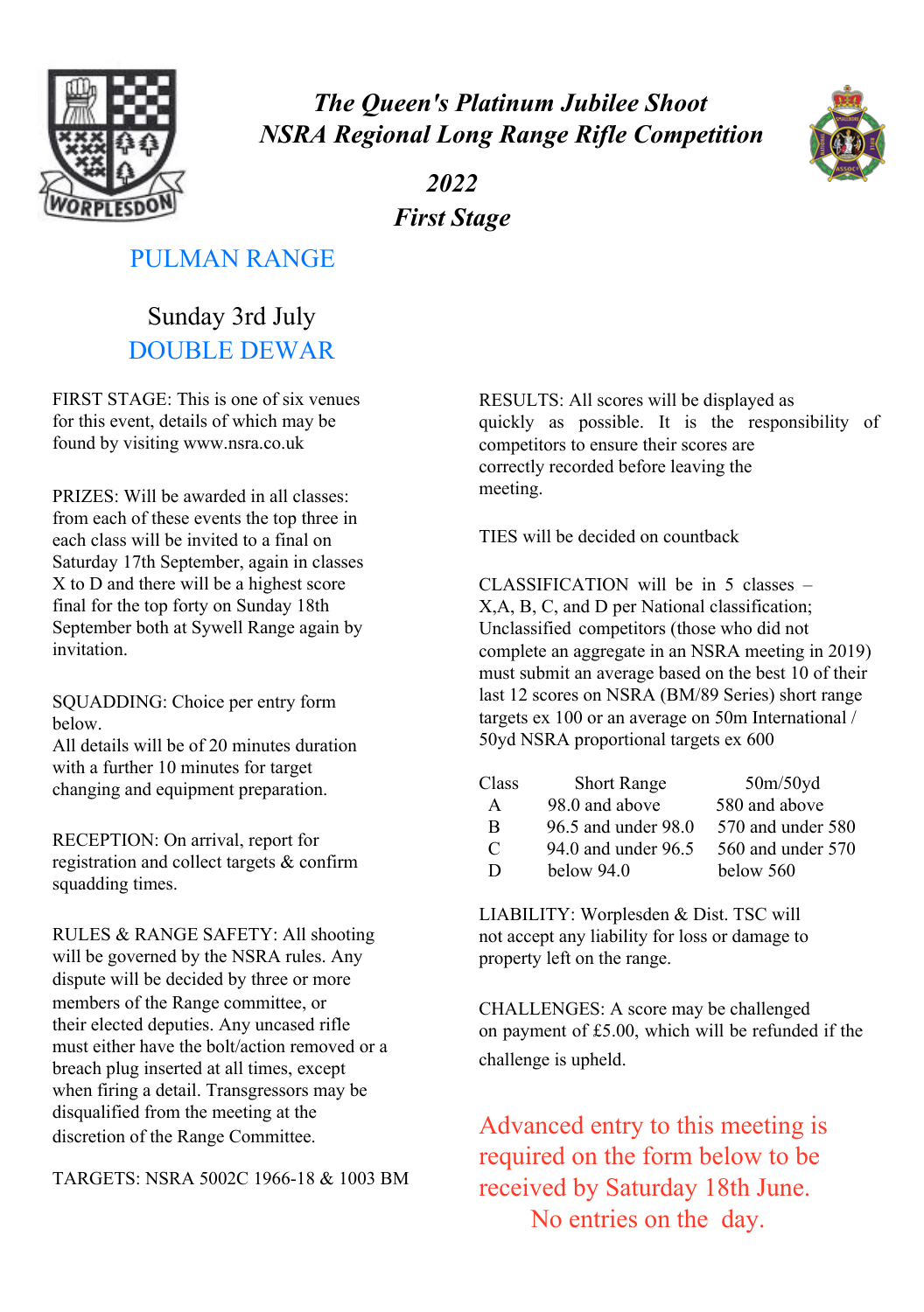# *The Queen's Platinum Jubilee Shoot*
# *NSRA Regional Long Range Rifle Competition*

## *2022*
## *First Stage*

## PULMAN RANGE

Sunday 3rd July

## DOUBLE DEWAR

FIRST STAGE: This is one of six venues for this event, details of which may be found by visiting www.nsra.co.uk

PRIZES: Will be awarded in all classes: from each of these events the top three in each class will be invited to a final on Saturday 17th September, again in classes X to D and there will be a highest score final for the top forty on Sunday 18th September both at Sywell Range again by invitation.

SQUADDING: Choice per entry form below.
All details will be of 20 minutes duration with a further 10 minutes for target changing and equipment preparation.

RECEPTION: On arrival, report for registration and collect targets & confirm squadding times.

RULES & RANGE SAFETY: All shooting will be governed by the NSRA rules. Any dispute will be decided by three or more members of the Range committee, or their elected deputies. Any uncased rifle must either have the bolt/action removed or a breach plug inserted at all times, except when firing a detail. Transgressors may be disqualified from the meeting at the discretion of the Range Committee.

TARGETS: NSRA 5002C 1966-18 & 1003 BM

RESULTS: All scores will be displayed as quickly as possible. It is the responsibility of competitors to ensure their scores are correctly recorded before leaving the meeting.

TIES will be decided on countback

CLASSIFICATION will be in 5 classes – X,A, B, C, and D per National classification; Unclassified competitors (those who did not complete an aggregate in an NSRA meeting in 2019) must submit an average based on the best 10 of their last 12 scores on NSRA (BM/89 Series) short range targets ex 100 or an average on 50m International / 50yd NSRA proportional targets ex 600

| Class | Short Range | 50m/50yd |
|---|---|---|
| A | 98.0 and above | 580 and above |
| B | 96.5 and under 98.0 | 570 and under 580 |
| C | 94.0 and under 96.5 | 560 and under 570 |
| D | below 94.0 | below 560 |

LIABILITY: Worplesden & Dist. TSC will not accept any liability for loss or damage to property left on the range.

CHALLENGES: A score may be challenged on payment of £5.00, which will be refunded if the challenge is upheld.

Advanced entry to this meeting is required on the form below to be received by Saturday 18th June.
No entries on the day.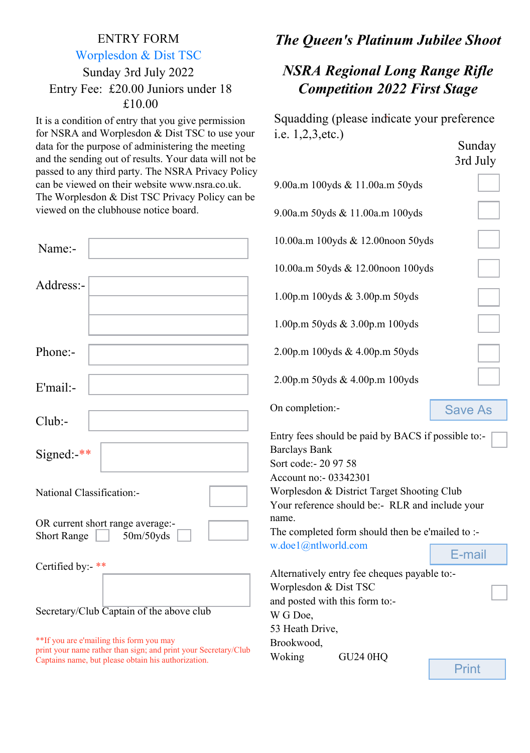ENTRY FORM

Worplesdon & Dist TSC

Sunday 3rd July 2022

Entry Fee: £20.00 Juniors under 18 £10.00

It is a condition of entry that you give permission for NSRA and Worplesdon & Dist TSC to use your data for the purpose of administering the meeting and the sending out of results. Your data will not be passed to any third party. The NSRA Privacy Policy can be viewed on their website www.nsra.co.uk. The Worplesdon & Dist TSC Privacy Policy can be viewed on the clubhouse notice board.

Name:-

Address:-

Phone:-

E'mail:-

Club:-

Signed:-**

National Classification:-

OR current short range average:-

Short Range 50m/50yds

Certified by:- **

Secretary/Club Captain of the above club

**If you are e'mailing this form you may print your name rather than sign; and print your Secretary/Club Captains name, but please obtain his authorization.

# *The Queen's Platinum Jubilee Shoot*

## *NSRA Regional Long Range Rifle Competition 2022 First Stage*

Squadding (please indicate your preference i.e. 1,2,3,etc.)

| | Sunday 3rd July |
|---|---|
| 9.00a.m 100yds & 11.00a.m 50yds | |
| 9.00a.m 50yds & 11.00a.m 100yds | |
| 10.00a.m 100yds & 12.00noon 50yds | |
| 10.00a.m 50yds & 12.00noon 100yds | |
| 1.00p.m 100yds & 3.00p.m 50yds | |
| 1.00p.m 50yds & 3.00p.m 100yds | |
| 2.00p.m 100yds & 4.00p.m 50yds | |
| 2.00p.m 50yds & 4.00p.m 100yds | |

On completion:- Save As

Entry fees should be paid by BACS if possible to:-
Barclays Bank
Sort code:- 20 97 58
Account no:- 03342301
Worplesdon & District Target Shooting Club
Your reference should be:- RLR and include your name.
The completed form should then be e'mailed to :-
w.doe1@ntlworld.com

E-mail

Alternatively entry fee cheques payable to:-
Worplesdon & Dist TSC
and posted with this form to:-
W G Doe,
53 Heath Drive,
Brookwood,
Woking GU24 0HQ

Print